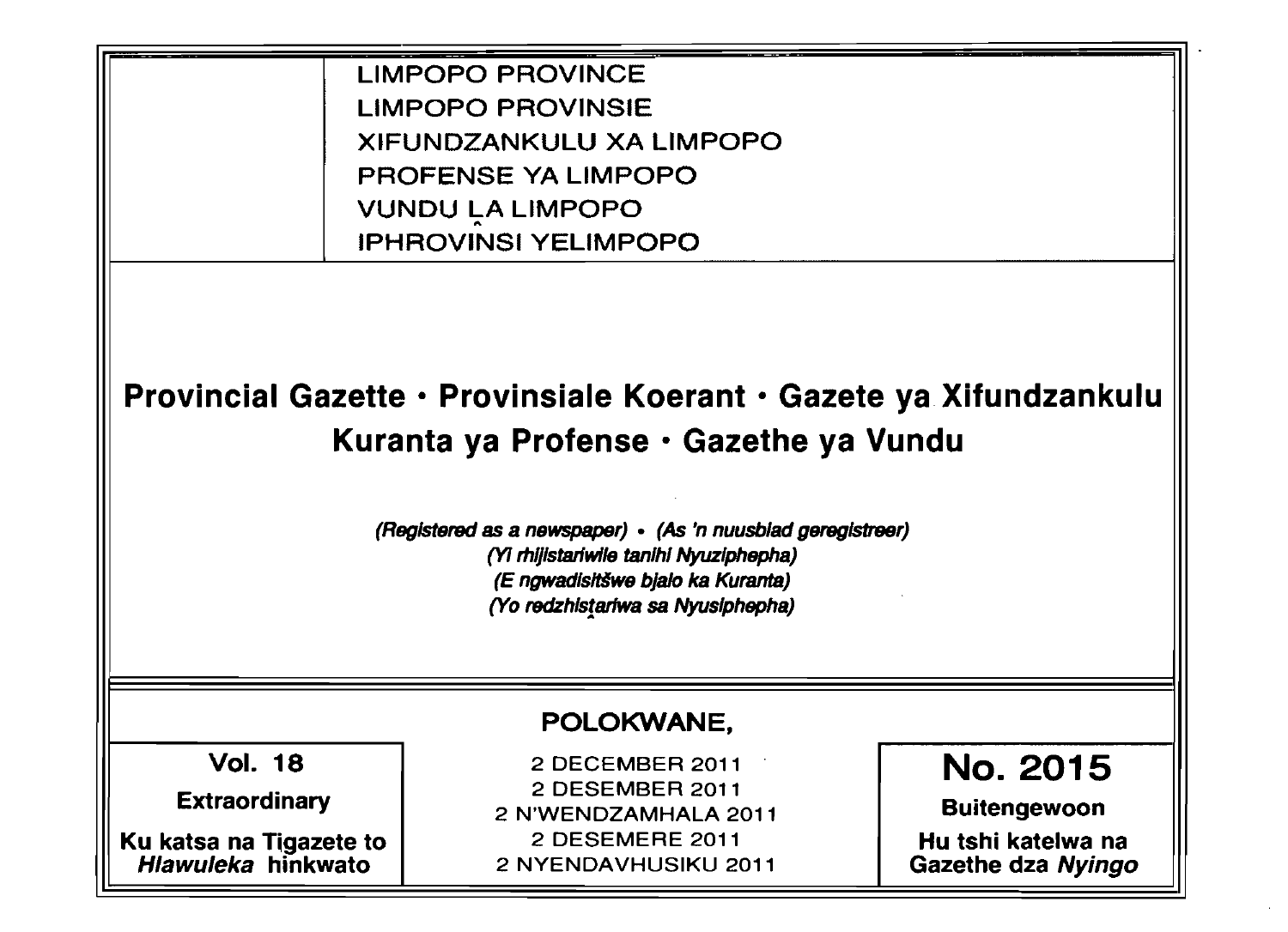LIMPOPO PROVINCE
LIMPOPO PROVINSIE
XIFUNDZANKULU XA LIMPOPO
PROFENSE YA LIMPOPO
VUNDU LA LIMPOPO
IPHROVINSI YELIMPOPO

# Provincial Gazette • Provinsiale Koerant • Gazete ya Xifundzankulu Kuranta ya Profense • Gazethe ya Vundu

*(Registered as a newspaper) • (As 'n nuusblad geregistreer)*
*(Yi rhijistariwile tanihi Nyuziphepha)*
*(E ngwadisitšwe bjalo ka Kuranta)*
*(Yo redzhistariwa sa Nyusiphepha)*

**POLOKWANE,**

| Vol. 18 | 2 DECEMBER 2011 | No. 2015 |
| --- | --- | --- |
| Extraordinary | 2 DESEMBER 2011 | Buitengewoon |
| Ku katsa na Tigazete to *Hlawuleka* hinkwato | 2 N'WENDZAMHALA 2011 | Hu tshi katelwa na Gazethe dza *Nyingo* |
| | 2 DESEMERE 2011 | |
| | 2 NYENDAVHUSIKU 2011 | |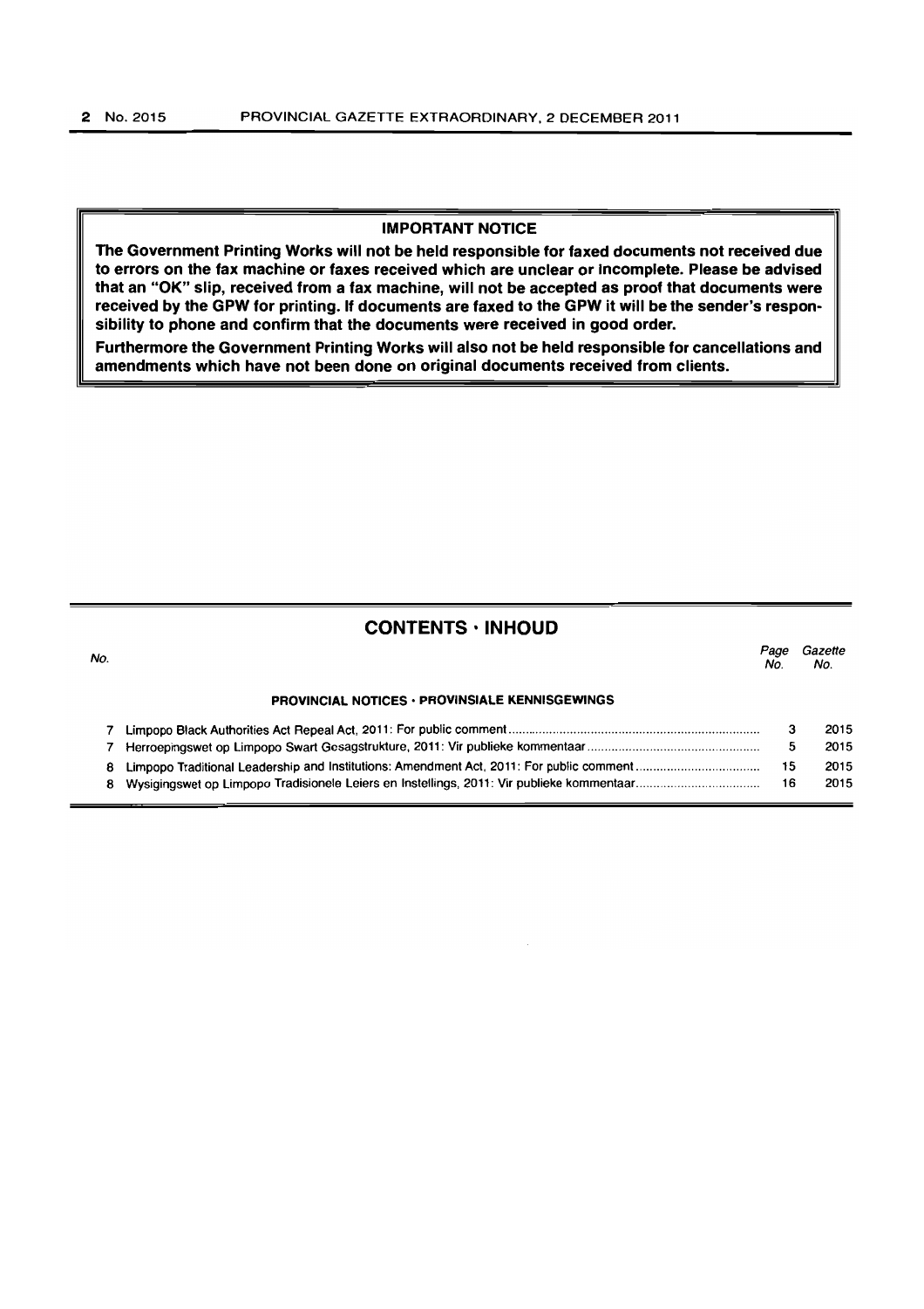## IMPORTANT NOTICE

**The Government Printing Works will not be held responsible for faxed documents not received due to errors on the fax machine or faxes received which are unclear or incomplete. Please be advised that an "OK" slip, received from a fax machine, will not be accepted as proof that documents were received by the GPW for printing. If documents are faxed to the GPW it will be the sender's responsibility to phone and confirm that the documents were received in good order.**

**Furthermore the Government Printing Works will also not be held responsible for cancellations and amendments which have not been done on original documents received from clients.**

## CONTENTS · INHOUD

| No. | | Page No. | Gazette No. |
|---|---|---|---|
| | **PROVINCIAL NOTICES · PROVINSIALE KENNISGEWINGS** | | |
| 7 | Limpopo Black Authorities Act Repeal Act, 2011: For public comment | 3 | 2015 |
| 7 | Herroepingswet op Limpopo Swart Gesagstrukture, 2011: Vir publieke kommentaar | 5 | 2015 |
| 8 | Limpopo Traditional Leadership and Institutions: Amendment Act, 2011: For public comment | 15 | 2015 |
| 8 | Wysigingswet op Limpopo Tradisionele Leiers en Instellings, 2011: Vir publieke kommentaar | 16 | 2015 |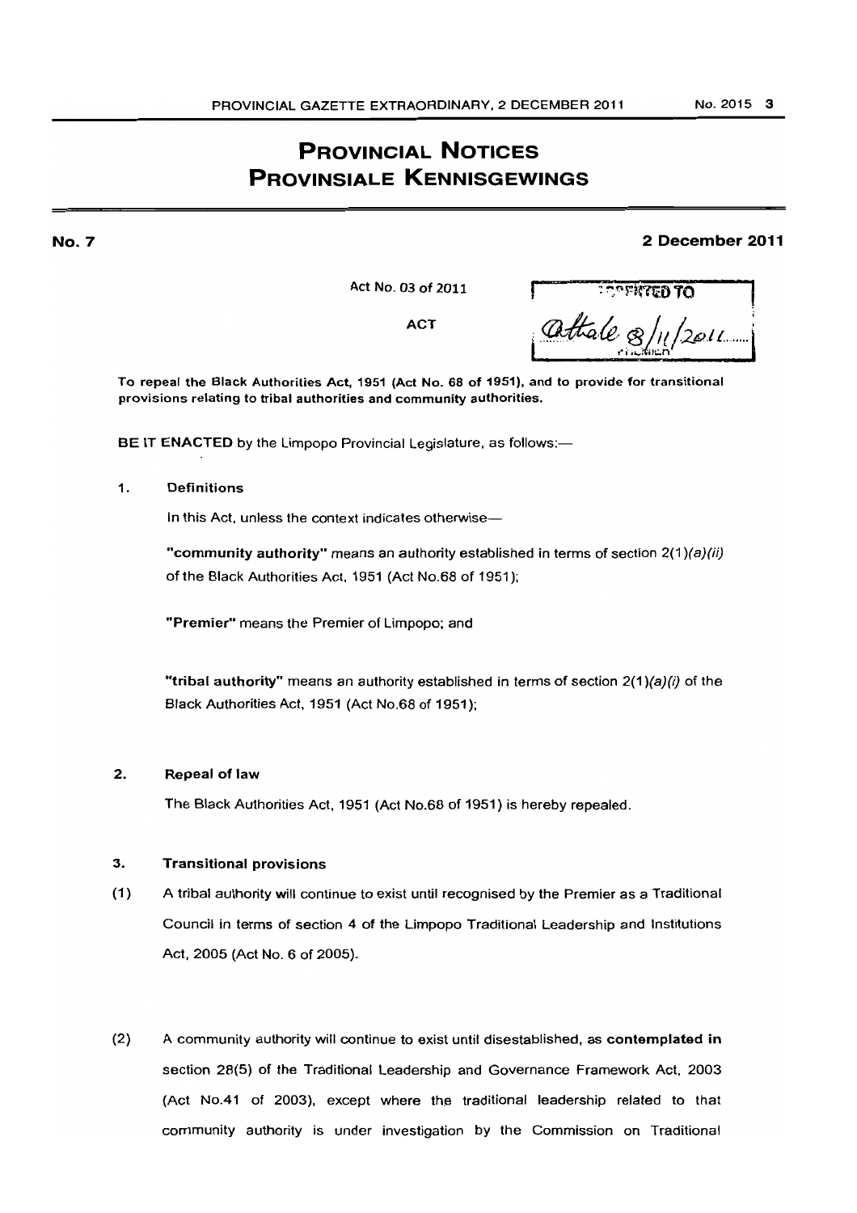# PROVINCIAL NOTICES
# PROVINSIALE KENNISGEWINGS

**No. 7** **2 December 2011**

Act No. 03 of 2011

ACT

ASSENTED TO
Athale 8/11/2011

**To repeal the Black Authorities Act, 1951 (Act No. 68 of 1951), and to provide for transitional provisions relating to tribal authorities and community authorities.**

**BE IT ENACTED** by the Limpopo Provincial Legislature, as follows:—

**1. Definitions**

In this Act, unless the context indicates otherwise—

**"community authority"** means an authority established in terms of section 2(1)*(a)(ii)* of the Black Authorities Act, 1951 (Act No.68 of 1951);

**"Premier"** means the Premier of Limpopo; and

**"tribal authority"** means an authority established in terms of section 2(1)*(a)(i)* of the Black Authorities Act, 1951 (Act No.68 of 1951);

**2. Repeal of law**

The Black Authorities Act, 1951 (Act No.68 of 1951) is hereby repealed.

**3. Transitional provisions**

(1) A tribal authority will continue to exist until recognised by the Premier as a Traditional Council in terms of section 4 of the Limpopo Traditional Leadership and Institutions Act, 2005 (Act No. 6 of 2005).

(2) A community authority will continue to exist until disestablished, as **contemplated in** section 28(5) of the Traditional Leadership and Governance Framework Act, 2003 (Act No.41 of 2003), except where the traditional leadership related to that community authority is under investigation by the Commission on Traditional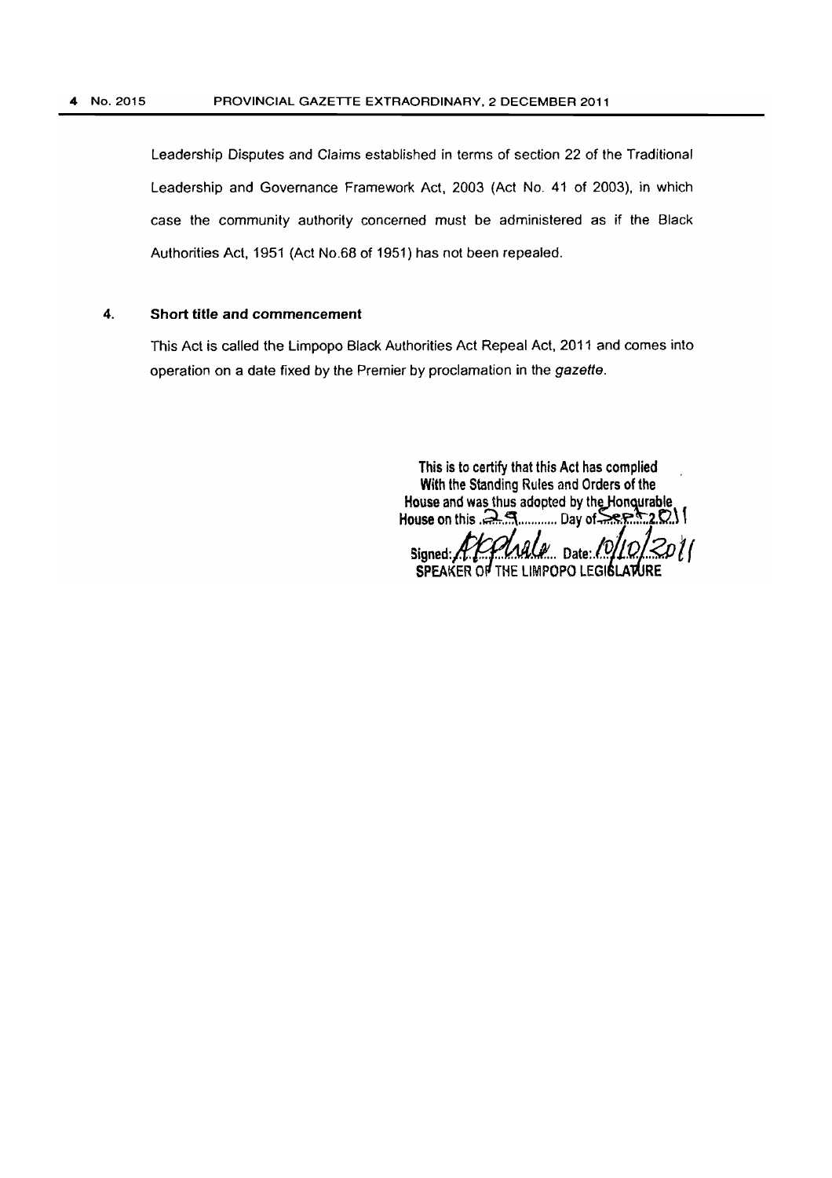Leadership Disputes and Claims established in terms of section 22 of the Traditional Leadership and Governance Framework Act, 2003 (Act No. 41 of 2003), in which case the community authority concerned must be administered as if the Black Authorities Act, 1951 (Act No.68 of 1951) has not been repealed.

**4. Short title and commencement**

This Act is called the Limpopo Black Authorities Act Repeal Act, 2011 and comes into operation on a date fixed by the Premier by proclamation in the *gazette*.

**This is to certify that this Act has complied With the Standing Rules and Orders of the House and was thus adopted by the Honourable House on this 29 Day of Sept 2011**

**Signed:** ........ **Date:** 10/10/2011

**SPEAKER OF THE LIMPOPO LEGISLATURE**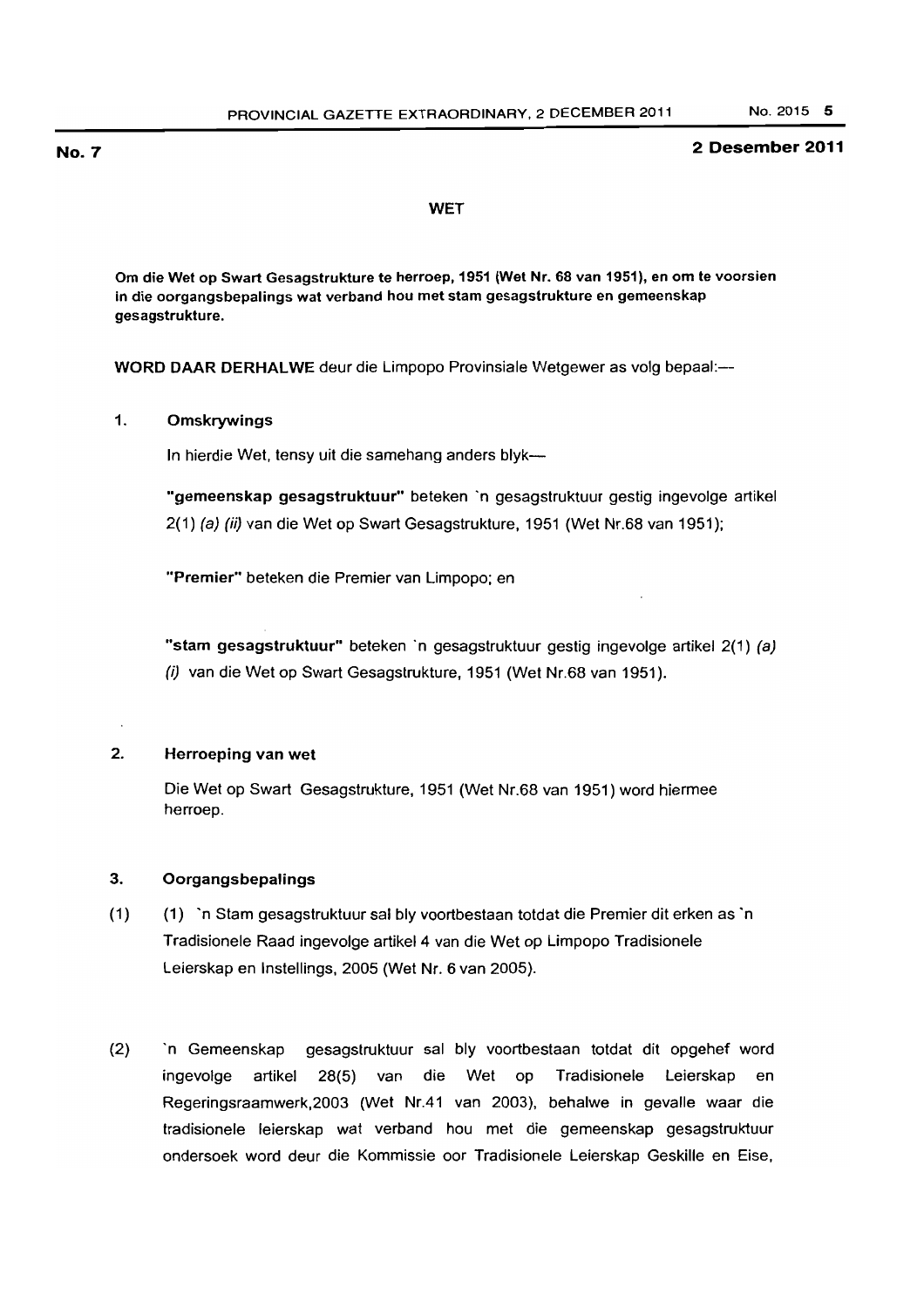**No. 7** **2 Desember 2011**

## WET

**Om die Wet op Swart Gesagstrukture te herroep, 1951 (Wet Nr. 68 van 1951), en om te voorsien in die oorgangsbepalings wat verband hou met stam gesagstrukture en gemeenskap gesagstrukture.**

**WORD DAAR DERHALWE** deur die Limpopo Provinsiale Wetgewer as volg bepaal:—

### 1. Omskrywings

In hierdie Wet, tensy uit die samehang anders blyk—

**"gemeenskap gesagstruktuur"** beteken 'n gesagstruktuur gestig ingevolge artikel 2(1) *(a) (ii)* van die Wet op Swart Gesagstrukture, 1951 (Wet Nr.68 van 1951);

**"Premier"** beteken die Premier van Limpopo; en

**"stam gesagstruktuur"** beteken 'n gesagstruktuur gestig ingevolge artikel 2(1) *(a) (i)* van die Wet op Swart Gesagstrukture, 1951 (Wet Nr.68 van 1951).

### 2. Herroeping van wet

Die Wet op Swart Gesagstrukture, 1951 (Wet Nr.68 van 1951) word hiermee herroep.

### 3. Oorgangsbepalings

(1) (1) 'n Stam gesagstruktuur sal bly voortbestaan totdat die Premier dit erken as 'n Tradisionele Raad ingevolge artikel 4 van die Wet op Limpopo Tradisionele Leierskap en Instellings, 2005 (Wet Nr. 6 van 2005).

(2) 'n Gemeenskap gesagstruktuur sal bly voortbestaan totdat dit opgehef word ingevolge artikel 28(5) van die Wet op Tradisionele Leierskap en Regeringsraamwerk,2003 (Wet Nr.41 van 2003), behalwe in gevalle waar die tradisionele leierskap wat verband hou met die gemeenskap gesagstruktuur ondersoek word deur die Kommissie oor Tradisionele Leierskap Geskille en Eise,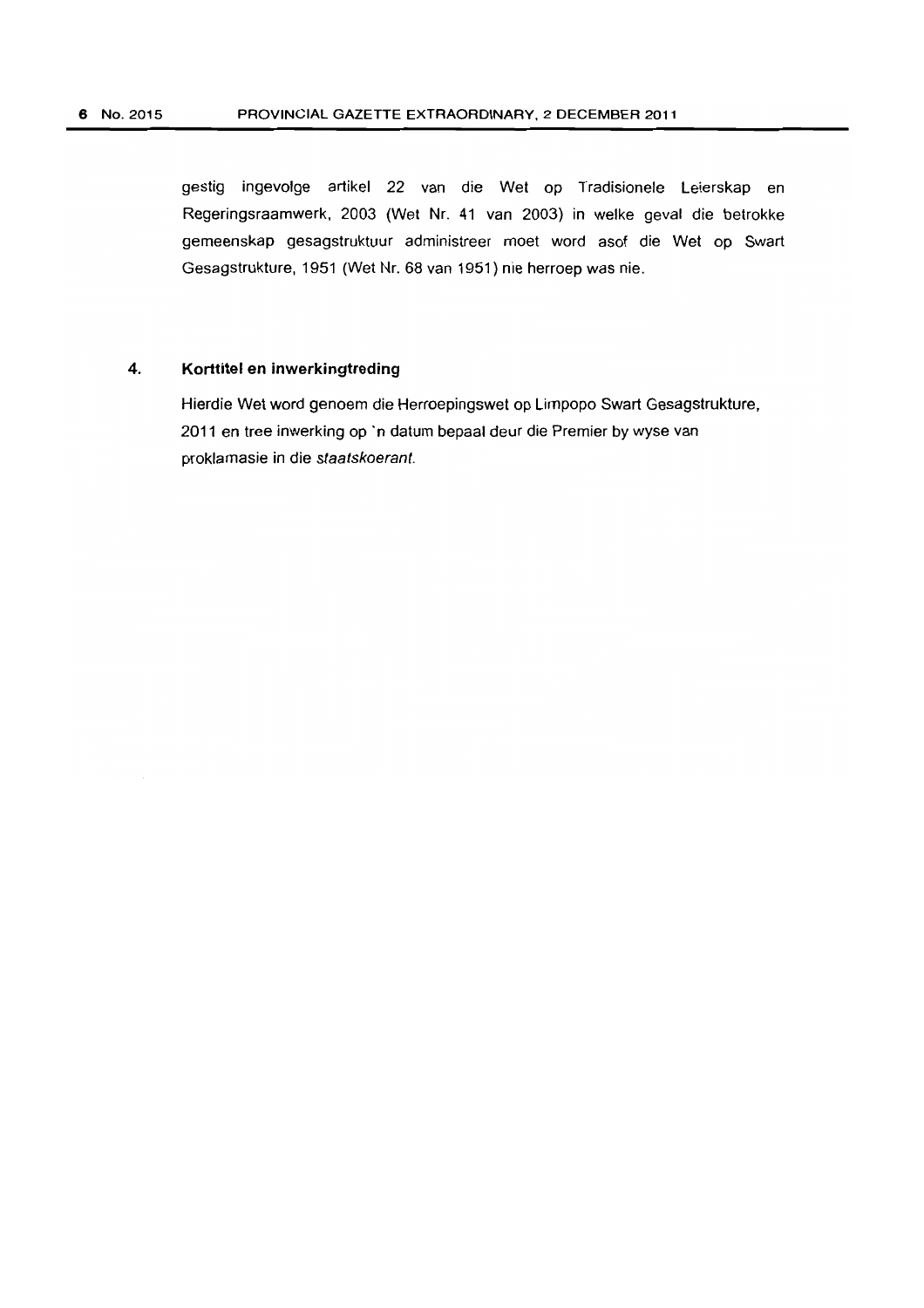gestig ingevolge artikel 22 van die Wet op Tradisionele Leierskap en Regeringsraamwerk, 2003 (Wet Nr. 41 van 2003) in welke geval die betrokke gemeenskap gesagstruktuur administreer moet word asof die Wet op Swart Gesagstrukture, 1951 (Wet Nr. 68 van 1951) nie herroep was nie.

**4. Korttitel en inwerkingtreding**

Hierdie Wet word genoem die Herroepingswet op Limpopo Swart Gesagstrukture, 2011 en tree inwerking op 'n datum bepaal deur die Premier by wyse van proklamasie in die *staatskoerant*.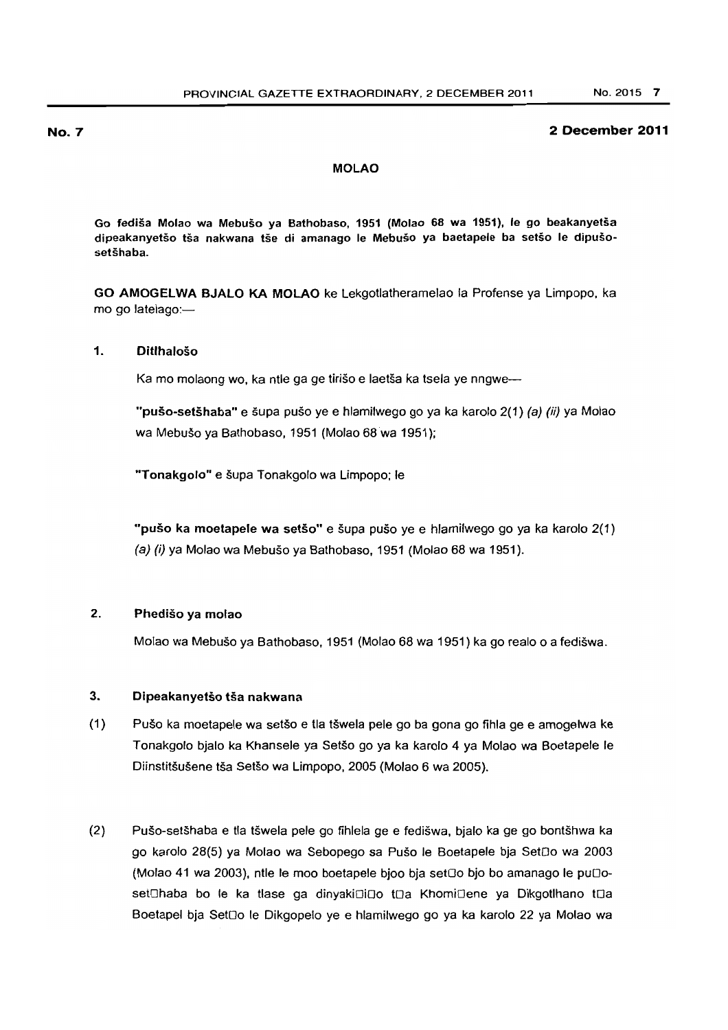**No. 7** **2 December 2011**

## MOLAO

**Go fediša Molao wa Mebušo ya Bathobaso, 1951 (Molao 68 wa 1951), le go beakanyetša dipeakanyetšo tša nakwana tše di amanago le Mebušo ya baetapele ba setšo le dipušo-setšhaba.**

**GO AMOGELWA BJALO KA MOLAO** ke Lekgotlatheramelao la Profense ya Limpopo, ka mo go latelago:—

### 1. Ditlhalošo

Ka mo molaong wo, ka ntle ga ge tirišo e laetša ka tsela ye nngwe—

**"pušo-setšhaba"** e šupa pušo ye e hlamilwego go ya ka karolo 2(1) *(a) (ii)* ya Molao wa Mebušo ya Bathobaso, 1951 (Molao 68 wa 1951);

**"Tonakgolo"** e šupa Tonakgolo wa Limpopo; le

**"pušo ka moetapele wa setšo"** e šupa pušo ye e hlamilwego go ya ka karolo 2(1) *(a) (i)* ya Molao wa Mebušo ya Bathobaso, 1951 (Molao 68 wa 1951).

### 2. Phedišo ya molao

Molao wa Mebušo ya Bathobaso, 1951 (Molao 68 wa 1951) ka go realo o a fedišwa.

### 3. Dipeakanyetšo tša nakwana

(1) Pušo ka moetapele wa setšo e tla tšwela pele go ba gona go fihla ge e amogelwa ke Tonakgolo bjalo ka Khansele ya Setšo go ya ka karolo 4 ya Molao wa Boetapele le Diinstitšušene tša Setšo wa Limpopo, 2005 (Molao 6 wa 2005).

(2) Pušo-setšhaba e tla tšwela pele go fihlela ge e fedišwa, bjalo ka ge go bontšhwa ka go karolo 28(5) ya Molao wa Sebopego sa Pušo le Boetapele bja Set□o wa 2003 (Molao 41 wa 2003), ntle le moo boetapele bjoo bja set□o bjo bo amanago le pu□o-set□haba bo le ka tlase ga dinyaki□i□o t□a Khomi□ene ya Dikgotlhano t□a Boetapel bja Set□o le Dikgopelo ye e hlamilwego go ya ka karolo 22 ya Molao wa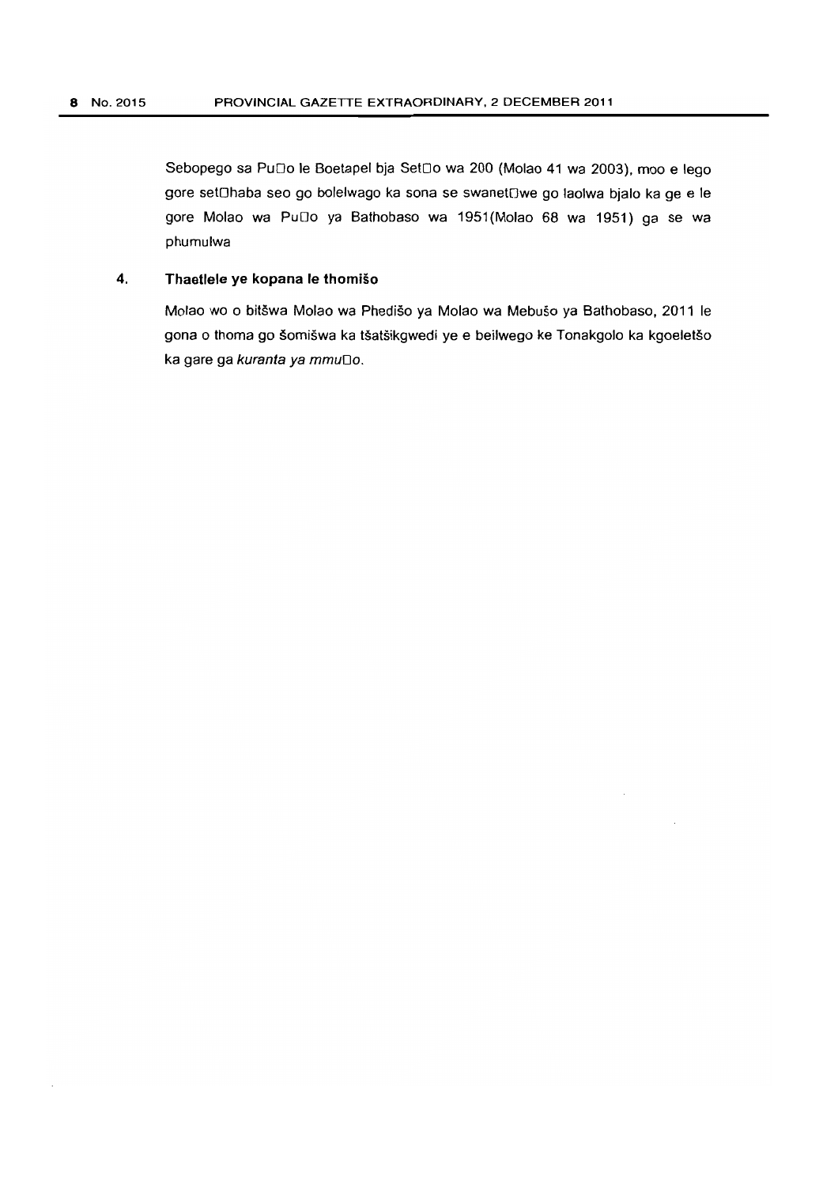Sebopego sa Pu□o le Boetapel bja Set□o wa 200 (Molao 41 wa 2003), moo e lego gore set□haba seo go bolelwago ka sona se swanet□we go laolwa bjalo ka ge e le gore Molao wa Pu□o ya Bathobaso wa 1951(Molao 68 wa 1951) ga se wa phumulwa

**4. Thaetlele ye kopana le thomišo**

Molao wo o bitšwa Molao wa Phedišo ya Molao wa Mebušo ya Bathobaso, 2011 le gona o thoma go šomišwa ka tšatšikgwedi ye e beilwego ke Tonakgolo ka kgoeletšo ka gare ga *kuranta ya mmu□o*.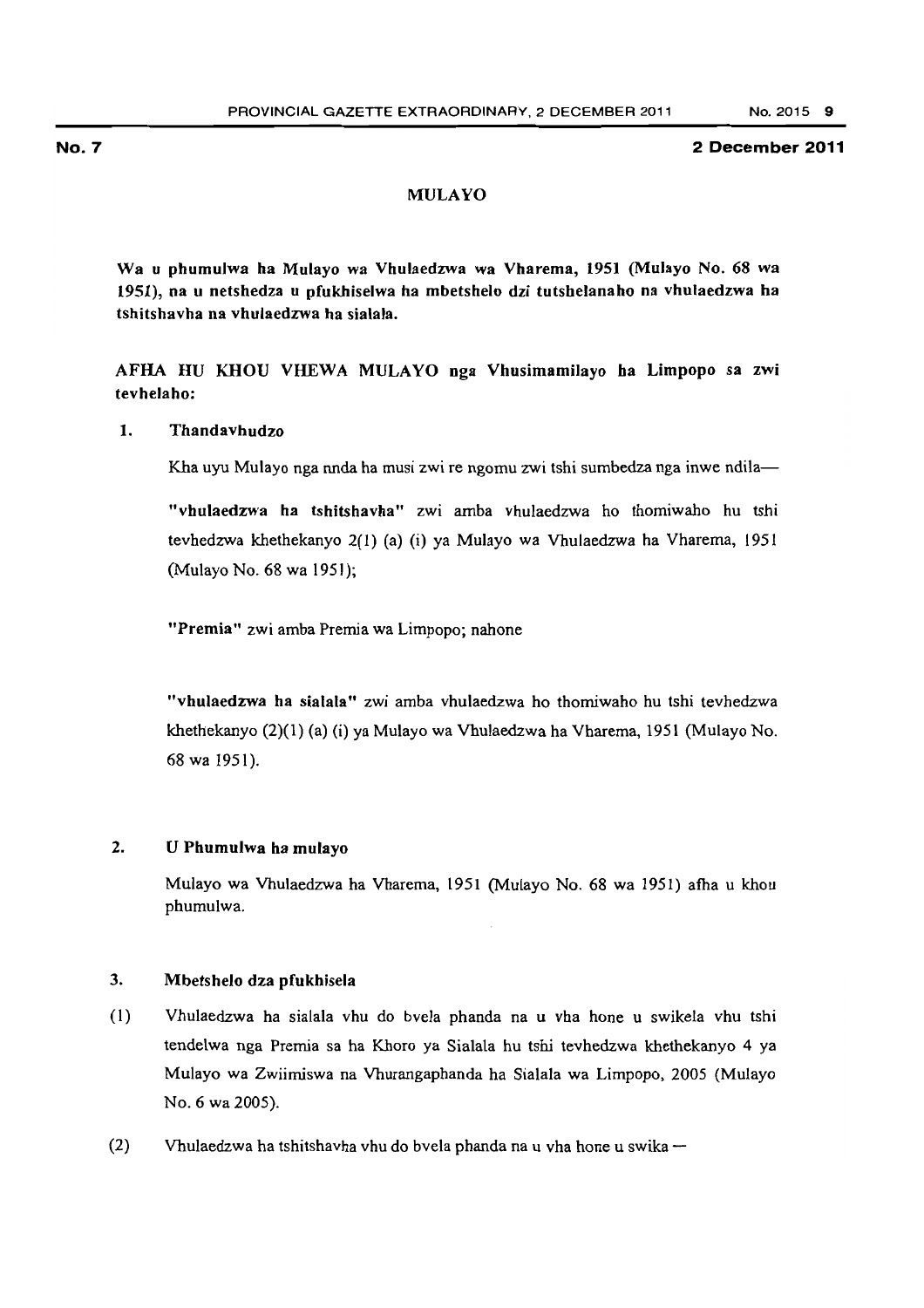**No. 7** **2 December 2011**

# MULAYO

**Wa u phumulwa ha Mulayo wa Vhulaedzwa wa Vharema, 1951 (Mulayo No. 68 wa 1951), na u netshedza u pfukhiselwa ha mbetshelo dzi tutshelanaho na vhulaedzwa ha tshitshavha na vhulaedzwa ha sialala.**

**AFHA HU KHOU VHEWA MULAYO nga Vhusimamilayo ha Limpopo sa zwi tevhelaho:**

## 1. Thandavhudzo

Kha uyu Mulayo nga nnda ha musi zwi re ngomu zwi tshi sumbedza nga inwe ndila—

**"vhulaedzwa ha tshitshavha"** zwi amba vhulaedzwa ho thomiwaho hu tshi tevhedzwa khethekanyo 2(1) (a) (i) ya Mulayo wa Vhulaedzwa ha Vharema, 1951 (Mulayo No. 68 wa 1951);

**"Premia"** zwi amba Premia wa Limpopo; nahone

**"vhulaedzwa ha sialala"** zwi amba vhulaedzwa ho thomiwaho hu tshi tevhedzwa khethekanyo (2)(1) (a) (i) ya Mulayo wa Vhulaedzwa ha Vharema, 1951 (Mulayo No. 68 wa 1951).

## 2. U Phumulwa ha mulayo

Mulayo wa Vhulaedzwa ha Vharema, 1951 (Mulayo No. 68 wa 1951) afha u khou phumulwa.

## 3. Mbetshelo dza pfukhisela

(1) Vhulaedzwa ha sialala vhu do bvela phanda na u vha hone u swikela vhu tshi tendelwa nga Premia sa ha Khoro ya Sialala hu tshi tevhedzwa khethekanyo 4 ya Mulayo wa Zwiimiswa na Vhurangaphanda ha Sialala wa Limpopo, 2005 (Mulayo No. 6 wa 2005).

(2) Vhulaedzwa ha tshitshavha vhu do bvela phanda na u vha hone u swika —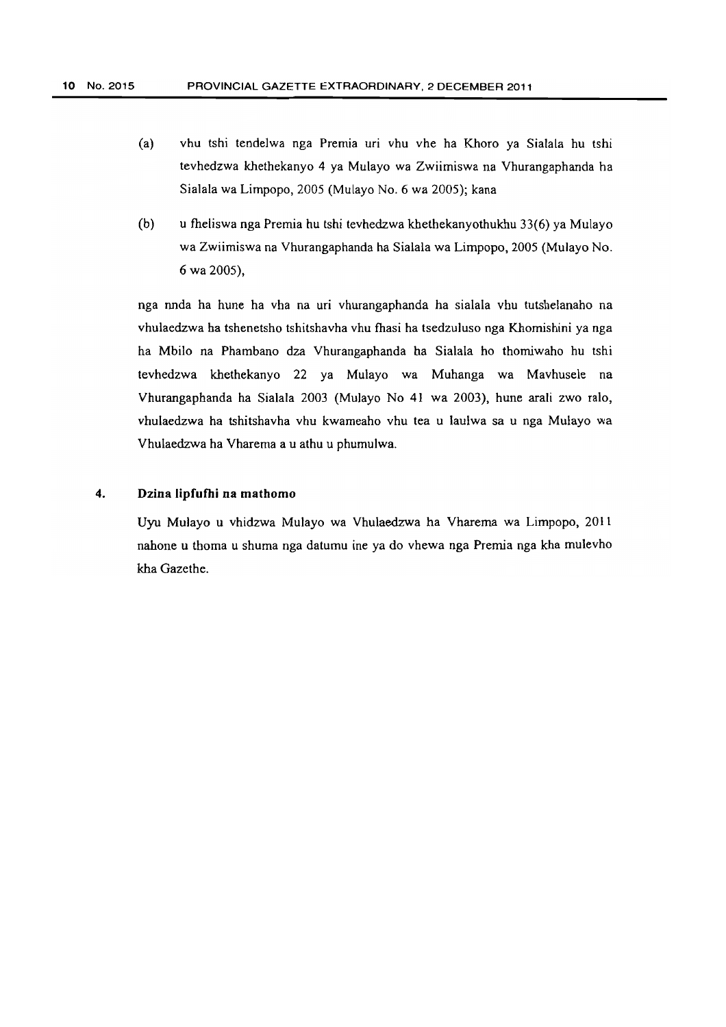(a) vhu tshi tendelwa nga Premia uri vhu vhe ha Khoro ya Sialala hu tshi tevhedzwa khethekanyo 4 ya Mulayo wa Zwiimiswa na Vhurangaphanda ha Sialala wa Limpopo, 2005 (Mulayo No. 6 wa 2005); kana

(b) u fheliswa nga Premia hu tshi tevhedzwa khethekanyothukhu 33(6) ya Mulayo wa Zwiimiswa na Vhurangaphanda ha Sialala wa Limpopo, 2005 (Mulayo No. 6 wa 2005),

nga nnda ha hune ha vha na uri vhurangaphanda ha sialala vhu tutshelanaho na vhulaedzwa ha tshenetsho tshitshavha vhu fhasi ha tsedzuluso nga Khomishini ya nga ha Mbilo na Phambano dza Vhurangaphanda ha Sialala ho thomiwaho hu tshi tevhedzwa khethekanyo 22 ya Mulayo wa Muhanga wa Mavhusele na Vhurangaphanda ha Sialala 2003 (Mulayo No 41 wa 2003), hune arali zwo ralo, vhulaedzwa ha tshitshavha vhu kwameaho vhu tea u laulwa sa u nga Mulayo wa Vhulaedzwa ha Vharema a u athu u phumulwa.

## 4. Dzina lipfufhi na mathomo

Uyu Mulayo u vhidzwa Mulayo wa Vhulaedzwa ha Vharema wa Limpopo, 2011 nahone u thoma u shuma nga datumu ine ya do vhewa nga Premia nga kha mulevho kha Gazethe.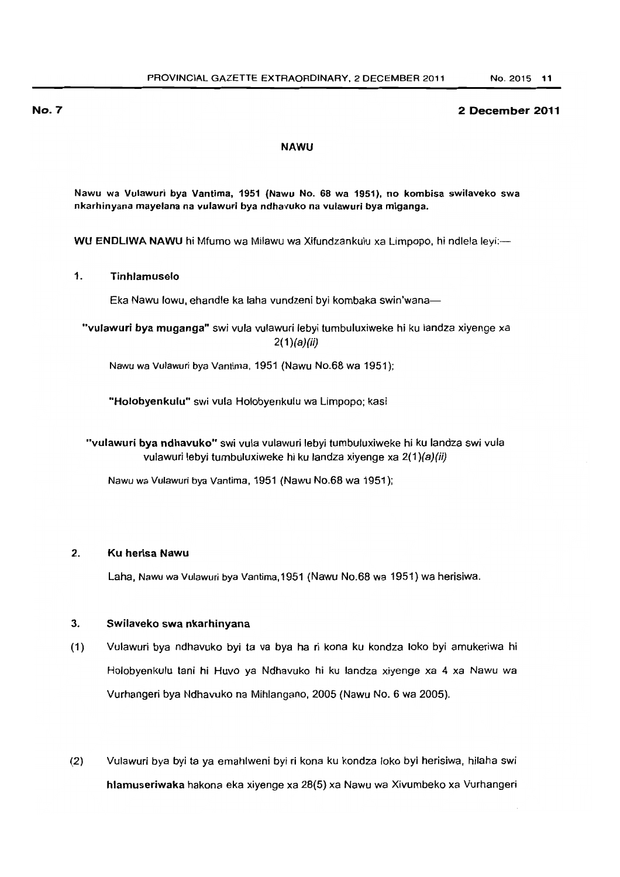**No. 7** **2 December 2011**

## NAWU

**Nawu wa Vulawuri bya Vantima, 1951 (Nawu No. 68 wa 1951), no kombisa swilaveko swa nkarhinyana mayelana na vulawuri bya ndhavuko na vulawuri bya miganga.**

**WU ENDLIWA NAWU** hi Mfumo wa Milawu wa Xifundzankulu xa Limpopo, hi ndlela leyi:—

### 1. Tinhlamuselo

Eka Nawu lowu, ehandle ka laha vundzeni byi kombaka swin'wana—

**"vulawuri bya muganga"** swi vula vulawuri lebyi tumbuluxiweke hi ku landza xiyenge xa 2(1)*(a)(ii)*

Nawu wa Vulawuri bya Vantima, 1951 (Nawu No.68 wa 1951);

**"Holobyenkulu"** swi vula Holobyenkulu wa Limpopo; kasi

**"vulawuri bya ndhavuko"** swi vula vulawuri lebyi tumbuluxiweke hi ku landza swi vula vulawuri lebyi tumbuluxiweke hi ku landza xiyenge xa 2(1)*(a)(ii)*

Nawu wa Vulawuri bya Vantima, 1951 (Nawu No.68 wa 1951);

### 2. Ku herisa Nawu

Laha, Nawu wa Vulawuri bya Vantima,1951 (Nawu No.68 wa 1951) wa herisiwa.

### 3. Swilaveko swa nkarhinyana

(1) Vulawuri bya ndhavuko byi ta va bya ha ri kona ku kondza loko byi amukeriwa hi Holobyenkulu tani hi Huvo ya Ndhavuko hi ku landza xiyenge xa 4 xa Nawu wa Vurhangeri bya Ndhavuko na Mihlangano, 2005 (Nawu No. 6 wa 2005).

(2) Vulawuri bya byi ta ya emahlweni byi ri kona ku kondza loko byi herisiwa, hilaha swi **hlamuseriwaka** hakona eka xiyenge xa 28(5) xa Nawu wa Xivumbeko xa Vurhangeri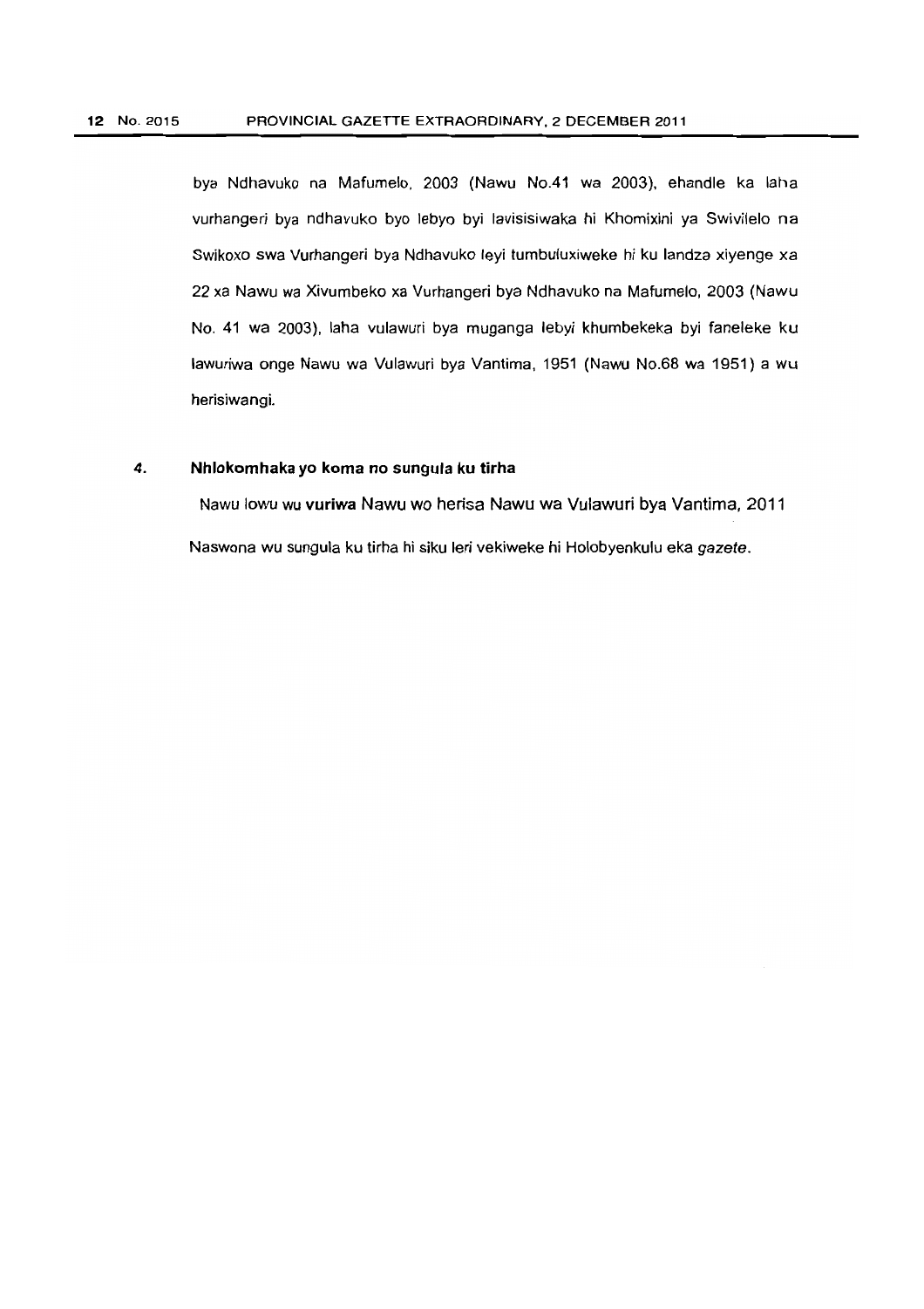bya Ndhavuko na Mafumelo, 2003 (Nawu No.41 wa 2003), ehandle ka laha vurhangeri bya ndhavuko byo lebyo byi lavisisiwaka hi Khomixini ya Swivilelo na Swikoxo swa Vurhangeri bya Ndhavuko leyi tumbuluxiweke hi ku landza xiyenge xa 22 xa Nawu wa Xivumbeko xa Vurhangeri bya Ndhavuko na Mafumelo, 2003 (Nawu No. 41 wa 2003), laha vulawuri bya muganga lebyi khumbekeka byi faneleke ku lawuriwa onge Nawu wa Vulawuri bya Vantima, 1951 (Nawu No.68 wa 1951) a wu herisiwangi.

**4. Nhlokomhaka yo koma no sungula ku tirha**

Nawu lowu wu **vuriwa** Nawu wo herisa Nawu wa Vulawuri bya Vantima, 2011

Naswona wu sungula ku tirha hi siku leri vekiweke hi Holobyenkulu eka *gazete*.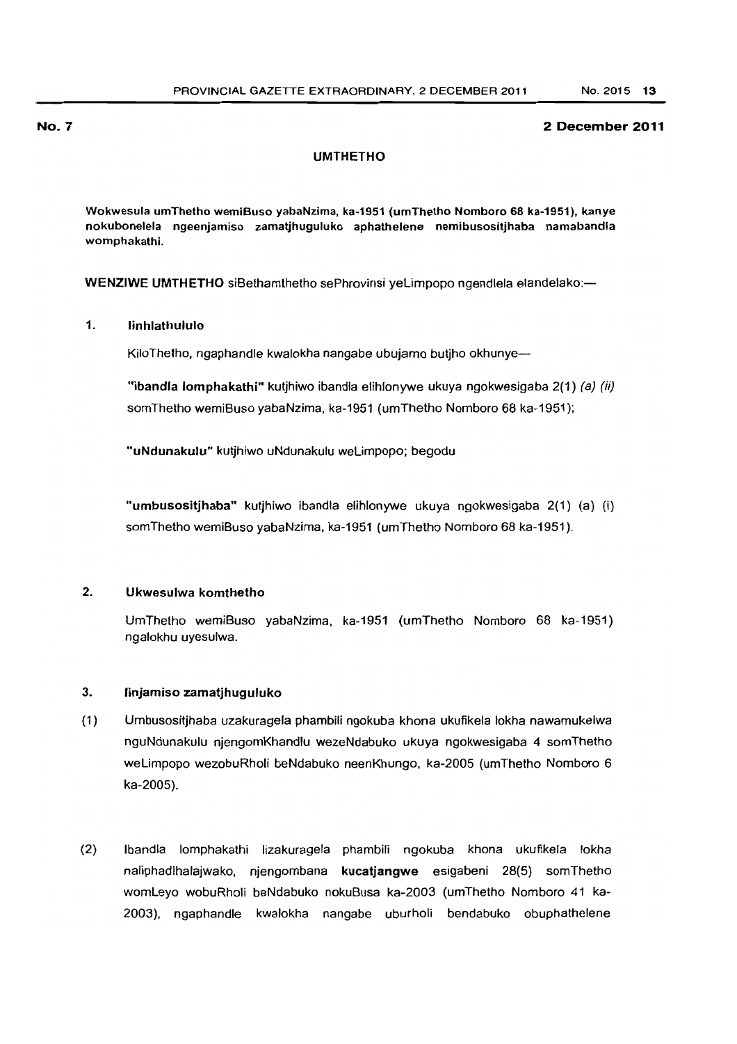**No. 7** **2 December 2011**

## UMTHETHO

**Wokwesula umThetho wemiBuso yabaNzima, ka-1951 (umThetho Nomboro 68 ka-1951), kanye nokubonelela ngeenjamiso zamatjhuguluko aphathelene nemibusositjhaba namabandla womphakathi.**

**WENZIWE UMTHETHO** siBethamthetho sePhrovinsi yeLimpopo ngendlela elandelako:—

### 1. Iinhlathululo

KiloThetho, ngaphandle kwalokha nangabe ubujamo butjho okhunye—

**"ibandla lomphakathi"** kutjhiwo ibandla elihlonywe ukuya ngokwesigaba 2(1) *(a) (ii)* somThetho wemiBuso yabaNzima, ka-1951 (umThetho Nomboro 68 ka-1951);

**"uNdunakulu"** kutjhiwo uNdunakulu weLimpopo; begodu

**"umbusositjhaba"** kutjhiwo ibandla elihlonywe ukuya ngokwesigaba 2(1) (a) (i) somThetho wemiBuso yabaNzima, ka-1951 (umThetho Nomboro 68 ka-1951).

### 2. Ukwesulwa komthetho

UmThetho wemiBuso yabaNzima, ka-1951 (umThetho Nomboro 68 ka-1951) ngalokhu uyesulwa.

### 3. Iinjamiso zamatjhuguluko

(1) Umbusositjhaba uzakuragela phambili ngokuba khona ukufikela lokha nawamukelwa nguNdunakulu njengomKhandlu wezeNdabuko ukuya ngokwesigaba 4 somThetho weLimpopo wezobuRholi beNdabuko neenKhungo, ka-2005 (umThetho Nomboro 6 ka-2005).

(2) Ibandla lomphakathi lizakuragela phambili ngokuba khona ukufikela lokha naliphadlhalajwako, njengombana **kucatjangwe** esigabeni 28(5) somThetho womLeyo wobuRholi beNdabuko nokuBusa ka-2003 (umThetho Nomboro 41 ka-2003), ngaphandle kwalokha nangabe uburholi bendabuko obuphathelene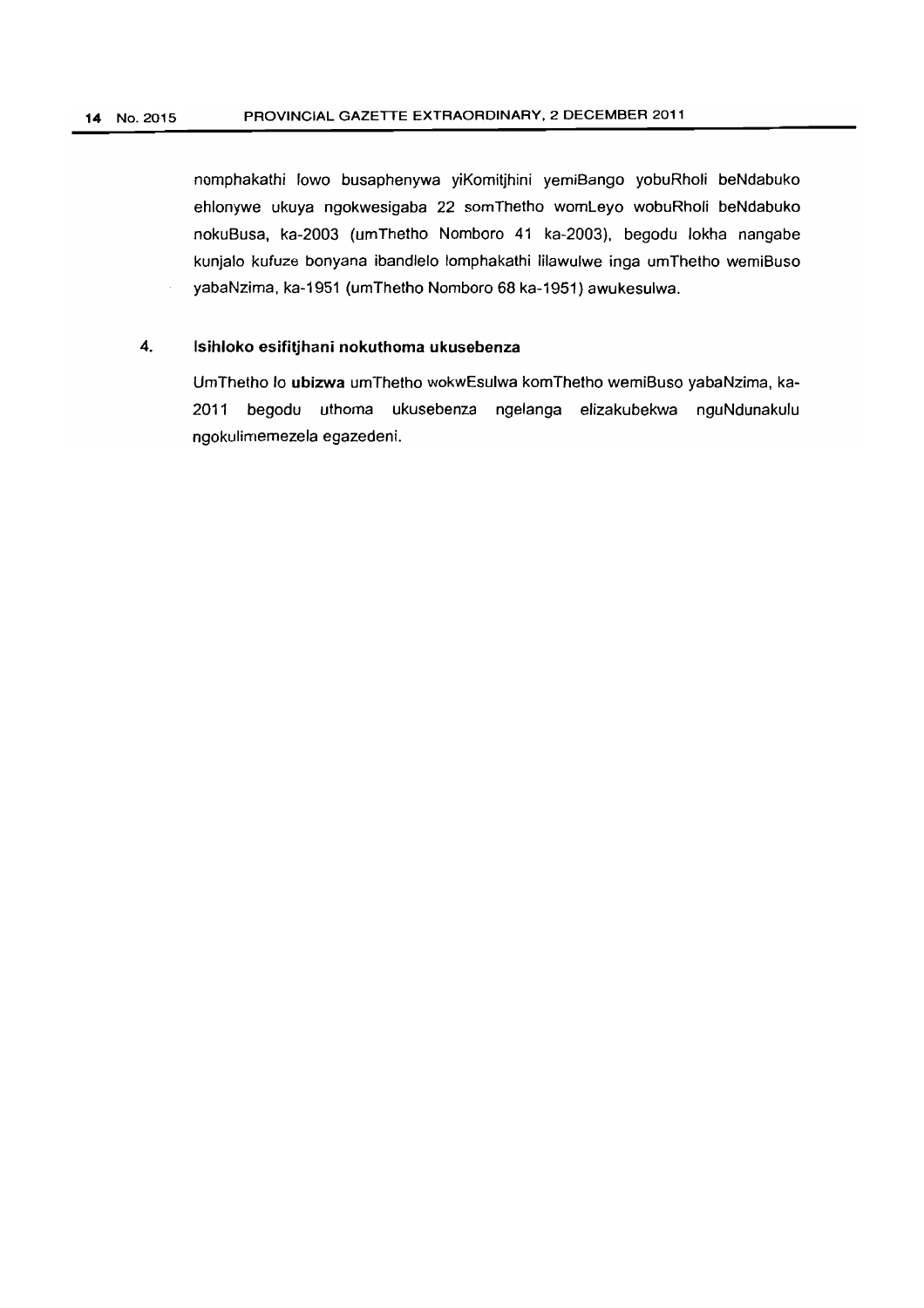nomphakathi lowo busaphenywa yiKomitjhini yemiBango yobuRholi beNdabuko ehlonywe ukuya ngokwesigaba 22 somThetho womLeyo wobuRholi beNdabuko nokuBusa, ka-2003 (umThetho Nomboro 41 ka-2003), begodu lokha nangabe kunjalo kufuze bonyana ibandlelo lomphakathi lilawulwe inga umThetho wemiBuso yabaNzima, ka-1951 (umThetho Nomboro 68 ka-1951) awukesulwa.

### 4. Isihloko esifitjhani nokuthoma ukusebenza

UmThetho lo **ubizwa** umThetho wokwEsulwa komThetho wemiBuso yabaNzima, ka-2011 begodu uthoma ukusebenza ngelanga elizakubekwa nguNdunakulu ngokulimemezela egazedeni.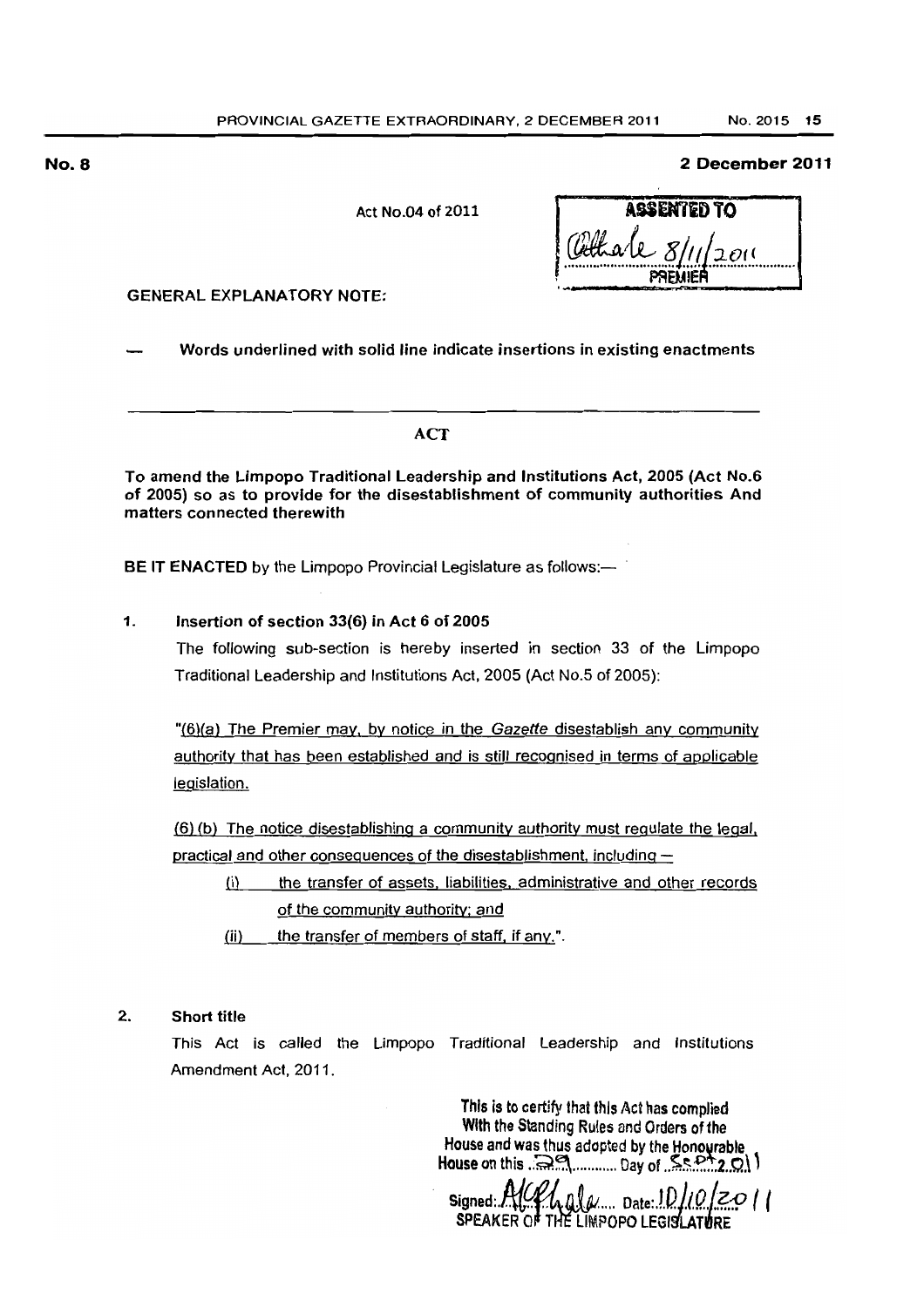**No. 8** **2 December 2011**

Act No.04 of 2011

ASSENTED TO
*[signature]* 8/11/2011
PREMIER

GENERAL EXPLANATORY NOTE:

— Words underlined with solid line indicate insertions in existing enactments

## ACT

**To amend the Limpopo Traditional Leadership and Institutions Act, 2005 (Act No.6 of 2005) so as to provide for the disestablishment of community authorities And matters connected therewith**

**BE IT ENACTED** by the Limpopo Provincial Legislature as follows:—

**1. Insertion of section 33(6) in Act 6 of 2005**

The following sub-section is hereby inserted in section 33 of the Limpopo Traditional Leadership and Institutions Act, 2005 (Act No.5 of 2005):

"<u>(6)(a) The Premier may, by notice in the *Gazette* disestablish any community authority that has been established and is still recognised in terms of applicable legislation.</u>

<u>(6) (b) The notice disestablishing a community authority must regulate the legal, practical and other consequences of the disestablishment, including –</u>

<u>(i) the transfer of assets, liabilities, administrative and other records of the community authority; and</u>

<u>(ii) the transfer of members of staff, if any.</u>".

**2. Short title**

This Act is called the Limpopo Traditional Leadership and Institutions Amendment Act, 2011.

This is to certify that this Act has complied With the Standing Rules and Orders of the House and was thus adopted by the Honourable House on this 29 Day of Sept 2011

Signed: *[signature]* Date: 10/10/2011
SPEAKER OF THE LIMPOPO LEGISLATURE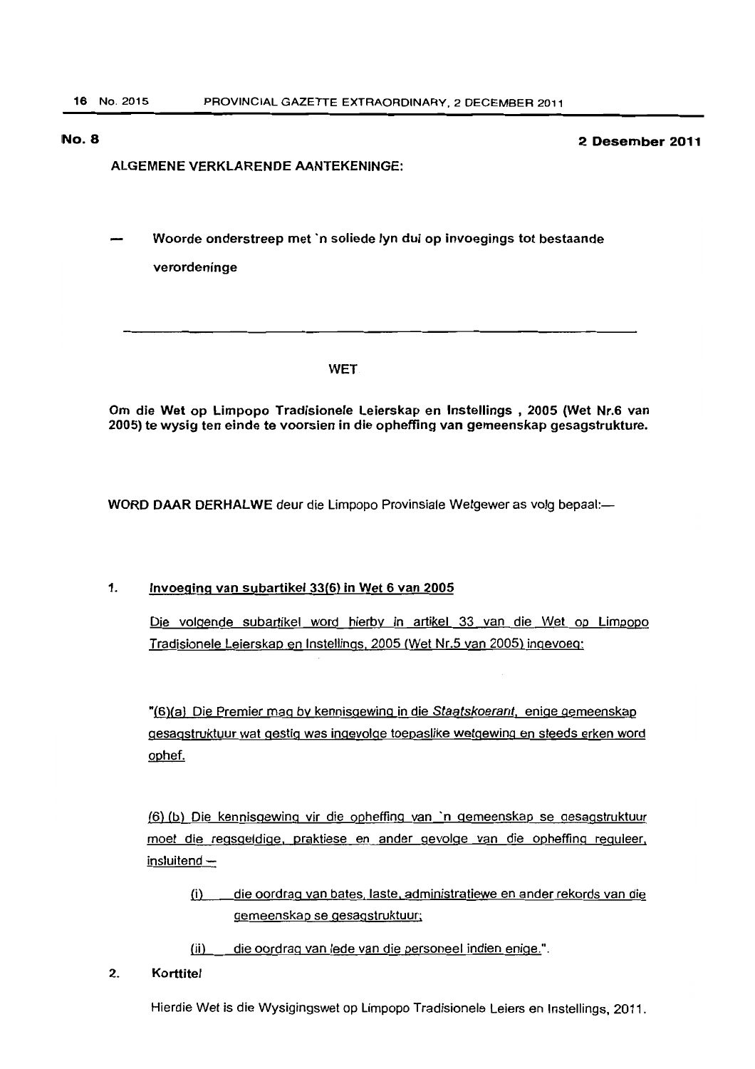**No. 8** **2 Desember 2011**

**ALGEMENE VERKLARENDE AANTEKENINGE:**

— **Woorde onderstreep met 'n soliede lyn dui op invoegings tot bestaande verordeninge**

---

**WET**

**Om die Wet op Limpopo Tradisionele Leierskap en Instellings , 2005 (Wet Nr.6 van 2005) te wysig ten einde te voorsien in die opheffing van gemeenskap gesagstrukture.**

**WORD DAAR DERHALWE** deur die Limpopo Provinsiale Wetgewer as volg bepaal:—

**1. Invoeging van subartikel 33(6) in Wet 6 van 2005**

Die volgende subartikel word hierby in artikel 33 van die Wet op Limpopo Tradisionele Leierskap en Instellings, 2005 (Wet Nr.5 van 2005) ingevoeg:

"(6)(a) Die Premier mag by kennisgewing in die *Staatskoerant*, enige gemeenskap gesagstruktuur wat gestig was ingevolge toepaslike wetgewing en steeds erken word ophef.

(6) (b) Die kennisgewing vir die opheffing van 'n gemeenskap se gesagstruktuur moet die regsgeldige, praktiese en ander gevolge van die opheffing reguleer, insluitend —

(i) die oordrag van bates, laste, administratiewe en ander rekords van die gemeenskap se gesagstruktuur;

(ii) die oordrag van lede van die personeel indien enige.".

**2. Korttitel**

Hierdie Wet is die Wysigingswet op Limpopo Tradisionele Leiers en Instellings, 2011.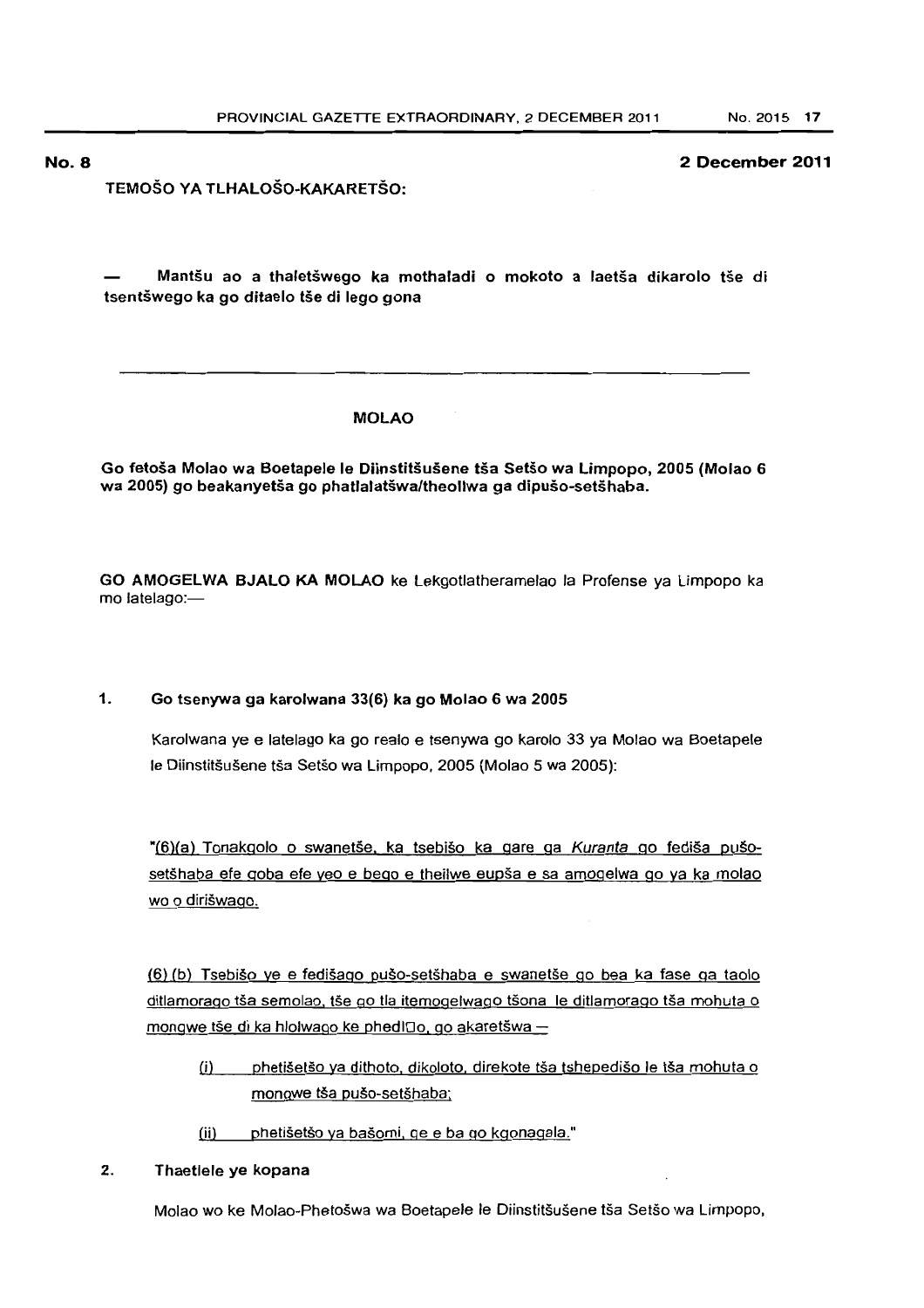**No. 8** **2 December 2011**

**TEMOŠO YA TLHALOŠO-KAKARETŠO:**

**— Mantšu ao a thaletšwego ka mothaladi o mokoto a laetša dikarolo tše di tsentšwego ka go ditaelo tše di lego gona**

---

## MOLAO

**Go fetoša Molao wa Boetapele le Diinstitšušene tša Setšo wa Limpopo, 2005 (Molao 6 wa 2005) go beakanyetša go phatlalatšwa/theollwa ga dipušo-setšhaba.**

**GO AMOGELWA BJALO KA MOLAO** ke Lekgotlatheramelao la Profense ya Limpopo ka mo latelago:—

**1. Go tsenywa ga karolwana 33(6) ka go Molao 6 wa 2005**

Karolwana ye e latelago ka go realo e tsenywa go karolo 33 ya Molao wa Boetapele le Diinstitšušene tša Setšo wa Limpopo, 2005 (Molao 5 wa 2005):

"<u>(6)(a) Tonakgolo o swanetše, ka tsebišo ka gare ga *Kuranta* go fediša pušo-setšhaba efe goba efe yeo e bego e theilwe eupša e sa amogelwa go ya ka molao wo o dirišwago.</u>

<u>(6) (b) Tsebišo ye e fedišago pušo-setšhaba e swanetše go bea ka fase ga taolo ditlamorago tša semolao, tše go tla itemogelwago tšona le ditlamorago tša mohuta o mongwe tše di ka hlolwago ke phedIOo, go akaretšwa —</u>

<u>(i) phetišetšo ya dithoto, dikoloto, direkote tša tshepedišo le tša mohuta o mongwe tša pušo-setšhaba;</u>

<u>(ii) phetišetšo ya bašomi, ge e ba go kgonagala.</u>"

**2. Thaetlele ye kopana**

Molao wo ke Molao-Phetošwa wa Boetapele le Diinstitšušene tša Setšo wa Limpopo,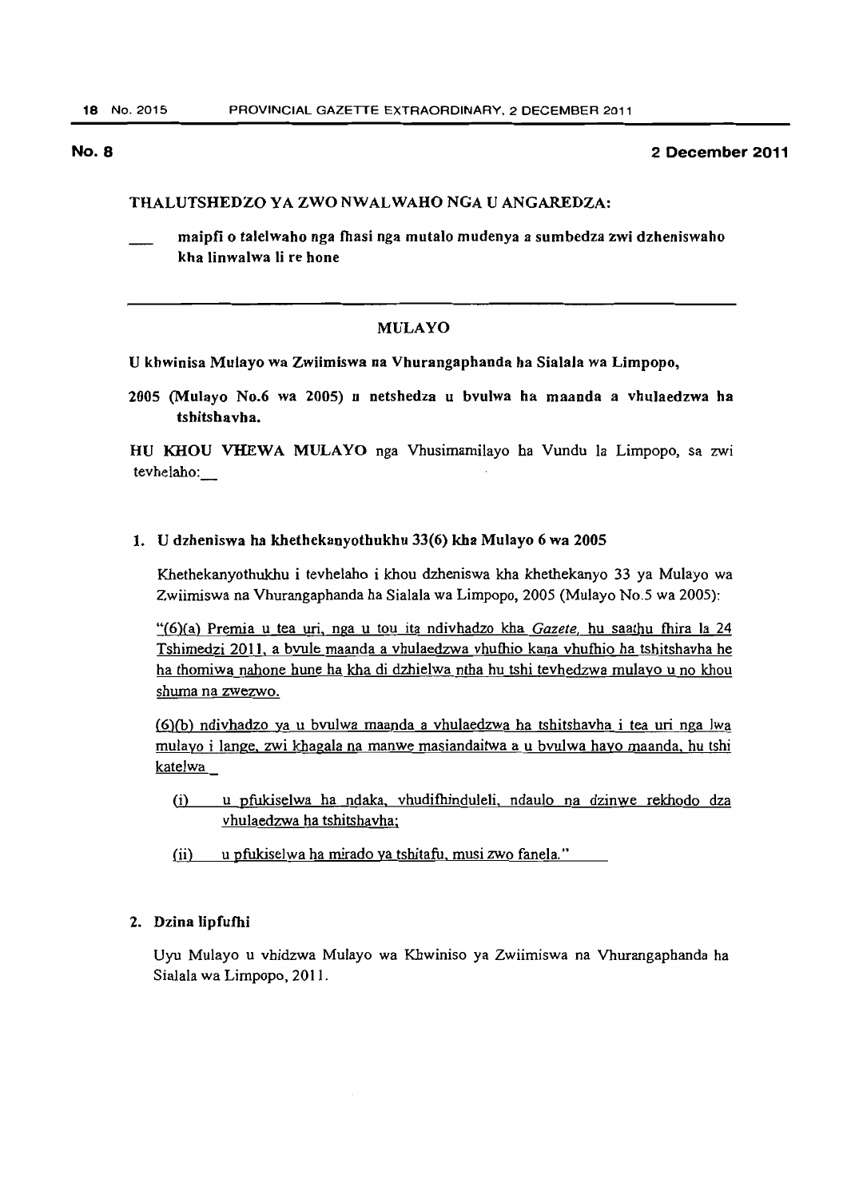**No. 8** **2 December 2011**

**THALUTSHEDZO YA ZWO NWALWAHO NGA U ANGAREDZA:**

**___ maipfi o talelwaho nga fhasi nga mutalo mudenya a sumbedza zwi dzheniswaho kha linwalwa li re hone**

---

## MULAYO

**U khwinisa Mulayo wa Zwiimiswa na Vhurangaphanda ha Sialala wa Limpopo, 2005 (Mulayo No.6 wa 2005) u netshedza u bvulwa ha maanda a vhulaedzwa ha tshitshavha.**

**HU KHOU VHEWA MULAYO** nga Vhusimamilayo ha Vundu la Limpopo, sa zwi tevhelaho:__

### 1. U dzheniswa ha khethekanyothukhu 33(6) kha Mulayo 6 wa 2005

Khethekanyothukhu i tevhelaho i khou dzheniswa kha khethekanyo 33 ya Mulayo wa Zwiimiswa na Vhurangaphanda ha Sialala wa Limpopo, 2005 (Mulayo No.5 wa 2005):

"(6)(a) Premia u tea uri, nga u tou ita ndivhadzo kha *Gazete*, hu saathu fhira la 24 Tshimedzi 2011, a bvule maanda a vhulaedzwa vhufhio kana vhufhio ha tshitshavha he ha thomiwa nahone hune ha kha di dzhielwa ntha hu tshi tevhedzwa mulayo u no khou shuma na zwezwo.

(6)(b) ndivhadzo ya u bvulwa maanda a vhulaedzwa ha tshitshavha i tea uri nga lwa mulayo i lange, zwi khagala na manwe masiandaitwa a u bvulwa hayo maanda, hu tshi katelwa _

(i) u pfukiselwa ha ndaka, vhudifhinduleli, ndaulo na dzinwe rekhodo dza vhulaedzwa ha tshitshavha;

(ii) u pfukiselwa ha mirado ya tshitafu, musi zwo fanela."

### 2. Dzina lipfufhi

Uyu Mulayo u vhidzwa Mulayo wa Khwiniso ya Zwiimiswa na Vhurangaphanda ha Sialala wa Limpopo, 2011.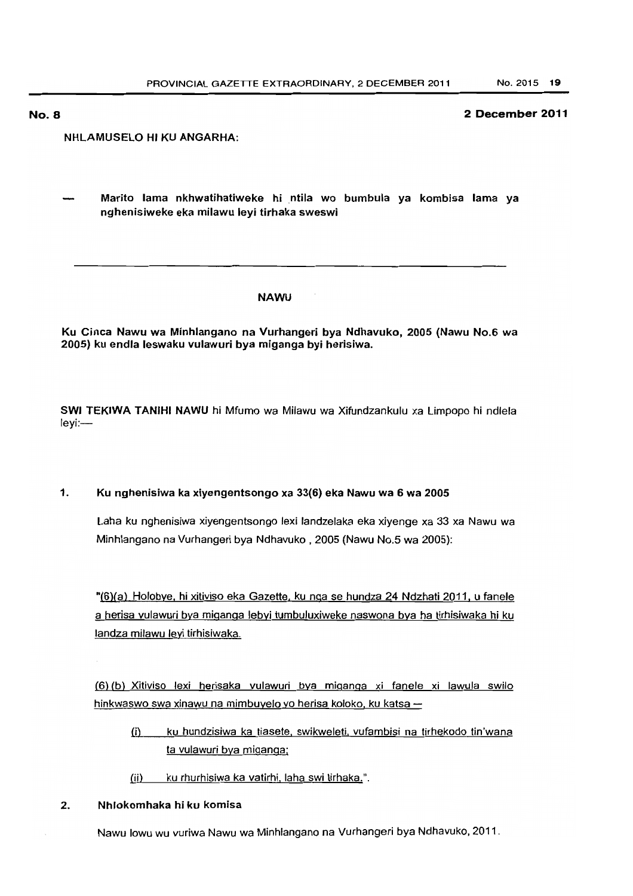**No. 8** **2 December 2011**

NHLAMUSELO HI KU ANGARHA:

— Marito lama nkhwatihatiweke hi ntila wo bumbula ya kombisa lama ya nghenisiweke eka milawu leyi tirhaka sweswi

---

## NAWU

**Ku Cinca Nawu wa Minhlangano na Vurhangeri bya Ndhavuko, 2005 (Nawu No.6 wa 2005) ku endla leswaku vulawuri bya miganga byi herisiwa.**

**SWI TEKIWA TANIHI NAWU** hi Mfumo wa Milawu wa Xifundzankulu xa Limpopo hi ndlela leyi:—

**1. Ku nghenisiwa ka xiyengentsongo xa 33(6) eka Nawu wa 6 wa 2005**

Laha ku nghenisiwa xiyengentsongo lexi landzelaka eka xiyenge xa 33 xa Nawu wa Minhlangano na Vurhangeri bya Ndhavuko , 2005 (Nawu No.5 wa 2005):

"<u>(6)(a) Holobye, hi xitiviso eka Gazette, ku nga se hundza 24 Ndzhati 2011, u fanele a herisa vulawuri bya miganga lebyi tumbuluxiweke naswona bya ha tirhisiwaka hi ku landza milawu leyi tirhisiwaka.</u>

<u>(6) (b) Xitiviso lexi herisaka vulawuri bya miganga xi fanele xi lawula swilo hinkwaswo swa xinawu na mimbuyelo yo herisa koloko, ku katsa —</u>

(i) <u>ku hundzisiwa ka tiasete, swikweleti, vufambisi na tirhekodo tin'wana ta vulawuri bya miganga;</u>

(ii) <u>ku rhurhisiwa ka vatirhi, laha swi tirhaka.</u>".

**2. Nhlokomhaka hi ku komisa**

Nawu lowu wu vuriwa Nawu wa Minhlangano na Vurhangeri bya Ndhavuko, 2011.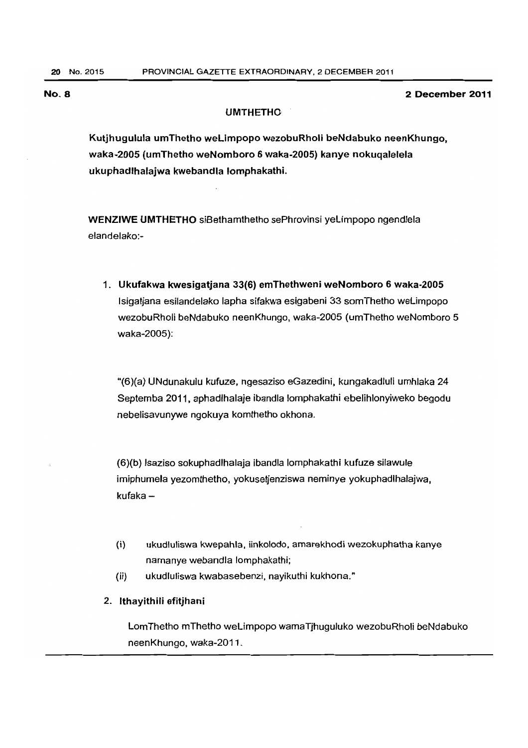**No. 8** **2 December 2011**

## UMTHETHO

**Kutjhugulula umThetho weLimpopo wezobuRholi beNdabuko neenKhungo, waka-2005 (umThetho weNomboro 6 waka-2005) kanye nokuqalelela ukuphadlhalajwa kwebandla lomphakathi.**

**WENZIWE UMTHETHO** siBethamthetho sePhrovinsi yeLimpopo ngendlela elandelako:-

1. **Ukufakwa kwesigatjana 33(6) emThethweni weNomboro 6 waka-2005**
   Isigatjana esilandelako lapha sifakwa esigabeni 33 somThetho weLimpopo wezobuRholi beNdabuko neenKhungo, waka-2005 (umThetho weNomboro 5 waka-2005):

   "(6)(*a*) UNdunakulu kufuze, ngesaziso eGazedini, kungakadluli umhlaka 24 Septemba 2011, aphadlhalaje ibandla lomphakathi ebelihlonyiweko begodu nebelisavunywe ngokuya komthetho okhona.

   (6)(b) Isaziso sokuphadlhalaja ibandla lomphakathi kufuze silawule imiphumela yezomthetho, yokusetjenziswa neminye yokuphadlhalajwa, kufaka –

   (i) ukudluliswa kwepahla, iinkolodo, amarekhodi wezokuphatha kanye namanye webandla lomphakathi;
   (*ii*) ukudluliswa kwabasebenzi, nayikuthi kukhona."

2. **Ithayithili efitjhani**

   LomThetho mThetho weLimpopo wamaTjhuguluko wezobuRholi beNdabuko neenKhungo, waka-2011.